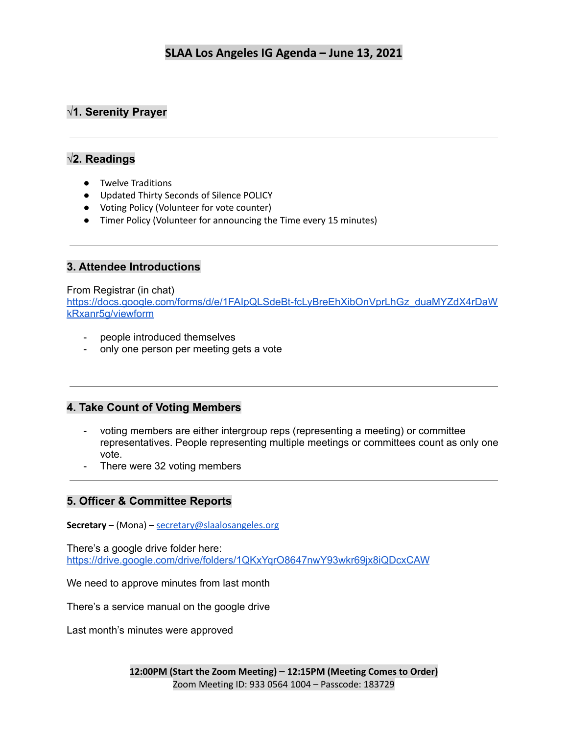# SLAA Los Angeles IG Agenda – June 13, 2021

## √1. Serenity Prayer

---

## √2. Readings

- Twelve Traditions
- Updated Thirty Seconds of Silence POLICY
- Voting Policy (Volunteer for vote counter)
- Timer Policy (Volunteer for announcing the Time every 15 minutes)

---

## 3. Attendee Introductions

From Registrar (in chat)
https://docs.google.com/forms/d/e/1FAIpQLSdeBt-fcLyBreEhXibOnVprLhGz_duaMYZdX4rDaWkRxanr5g/viewform

- people introduced themselves
- only one person per meeting gets a vote

---

## 4. Take Count of Voting Members

- voting members are either intergroup reps (representing a meeting) or committee representatives. People representing multiple meetings or committees count as only one vote.
- There were 32 voting members

---

## 5. Officer & Committee Reports

**Secretary** – (Mona) – secretary@slaalosangeles.org

There's a google drive folder here:
https://drive.google.com/drive/folders/1QKxYqrO8647nwY93wkr69jx8iQDcxCAW

We need to approve minutes from last month

There's a service manual on the google drive

Last month's minutes were approved

**12:00PM (Start the Zoom Meeting) – 12:15PM (Meeting Comes to Order)**
Zoom Meeting ID: 933 0564 1004 – Passcode: 183729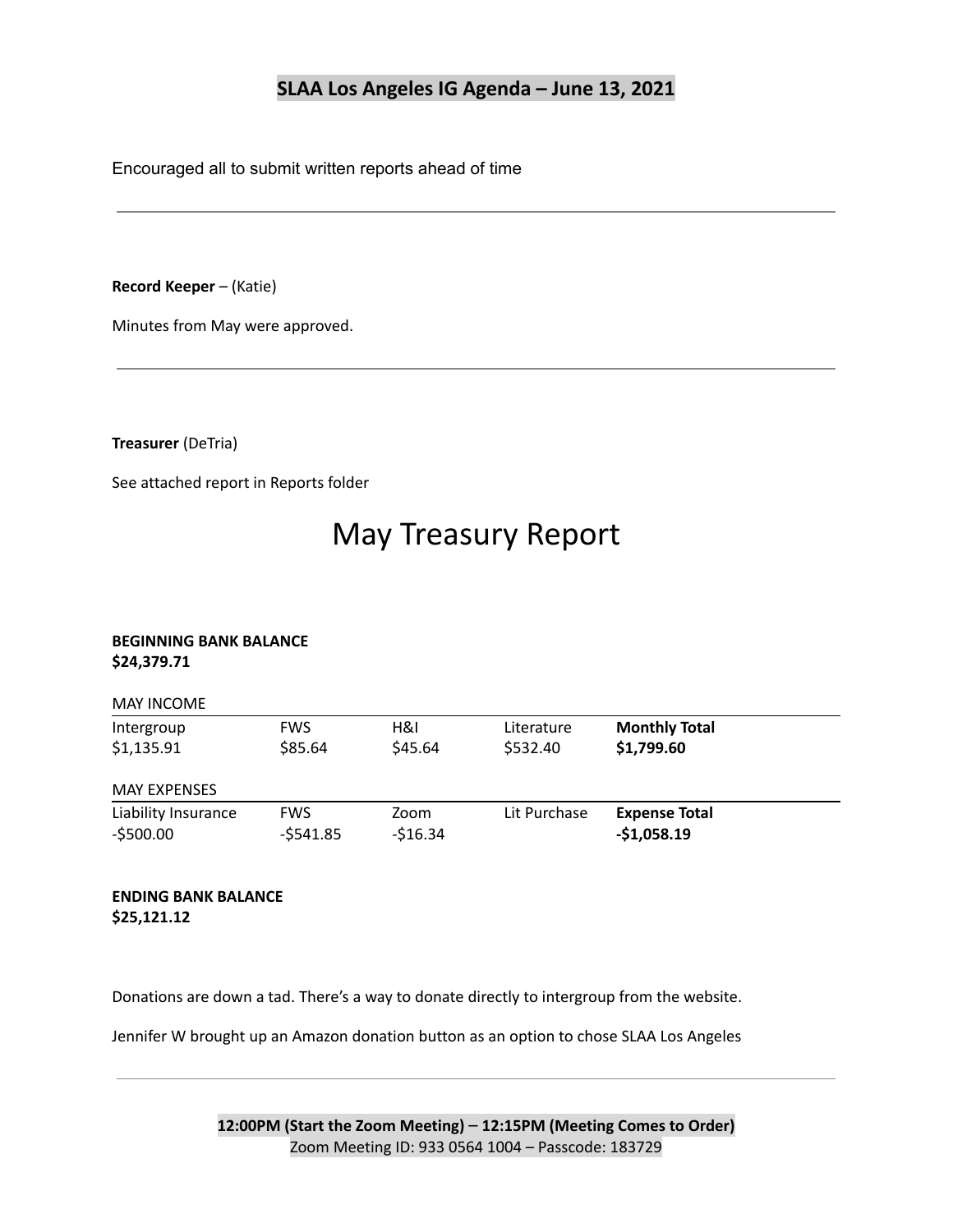## SLAA Los Angeles IG Agenda – June 13, 2021

Encouraged all to submit written reports ahead of time

---

**Record Keeper** – (Katie)

Minutes from May were approved.

---

**Treasurer** (DeTria)

See attached report in Reports folder

# May Treasury Report

**BEGINNING BANK BALANCE**
**$24,379.71**

MAY INCOME

| Intergroup | FWS | H&I | Literature | **Monthly Total** |
|---|---|---|---|---|
| $1,135.91 | $85.64 | $45.64 | $532.40 | **$1,799.60** |

MAY EXPENSES

| Liability Insurance | FWS | Zoom | Lit Purchase | **Expense Total** |
|---|---|---|---|---|
| -$500.00 | -$541.85 | -$16.34 | | **-$1,058.19** |

**ENDING BANK BALANCE**
**$25,121.12**

Donations are down a tad. There's a way to donate directly to intergroup from the website.

Jennifer W brought up an Amazon donation button as an option to chose SLAA Los Angeles

---

**12:00PM (Start the Zoom Meeting)** – **12:15PM (Meeting Comes to Order)**
Zoom Meeting ID: 933 0564 1004 – Passcode: 183729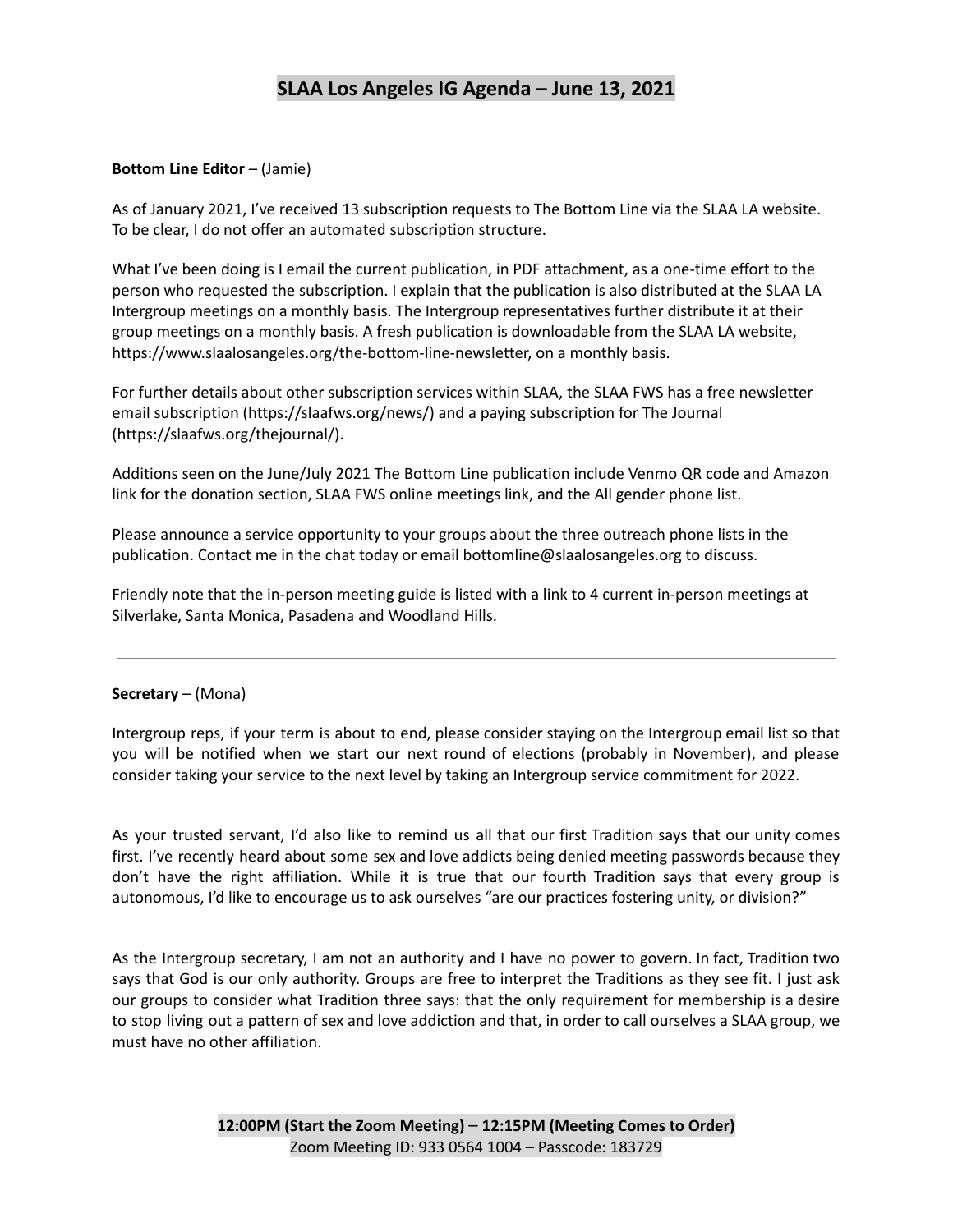**Bottom Line Editor** – (Jamie)

As of January 2021, I've received 13 subscription requests to The Bottom Line via the SLAA LA website. To be clear, I do not offer an automated subscription structure.

What I've been doing is I email the current publication, in PDF attachment, as a one-time effort to the person who requested the subscription. I explain that the publication is also distributed at the SLAA LA Intergroup meetings on a monthly basis. The Intergroup representatives further distribute it at their group meetings on a monthly basis. A fresh publication is downloadable from the SLAA LA website, https://www.slaalosangeles.org/the-bottom-line-newsletter, on a monthly basis.

For further details about other subscription services within SLAA, the SLAA FWS has a free newsletter email subscription (https://slaafws.org/news/) and a paying subscription for The Journal (https://slaafws.org/thejournal/).

Additions seen on the June/July 2021 The Bottom Line publication include Venmo QR code and Amazon link for the donation section, SLAA FWS online meetings link, and the All gender phone list.

Please announce a service opportunity to your groups about the three outreach phone lists in the publication. Contact me in the chat today or email bottomline@slaalosangeles.org to discuss.

Friendly note that the in-person meeting guide is listed with a link to 4 current in-person meetings at Silverlake, Santa Monica, Pasadena and Woodland Hills.

---

**Secretary** – (Mona)

Intergroup reps, if your term is about to end, please consider staying on the Intergroup email list so that you will be notified when we start our next round of elections (probably in November), and please consider taking your service to the next level by taking an Intergroup service commitment for 2022.

As your trusted servant, I'd also like to remind us all that our first Tradition says that our unity comes first. I've recently heard about some sex and love addicts being denied meeting passwords because they don't have the right affiliation. While it is true that our fourth Tradition says that every group is autonomous, I'd like to encourage us to ask ourselves "are our practices fostering unity, or division?"

As the Intergroup secretary, I am not an authority and I have no power to govern. In fact, Tradition two says that God is our only authority. Groups are free to interpret the Traditions as they see fit. I just ask our groups to consider what Tradition three says: that the only requirement for membership is a desire to stop living out a pattern of sex and love addiction and that, in order to call ourselves a SLAA group, we must have no other affiliation.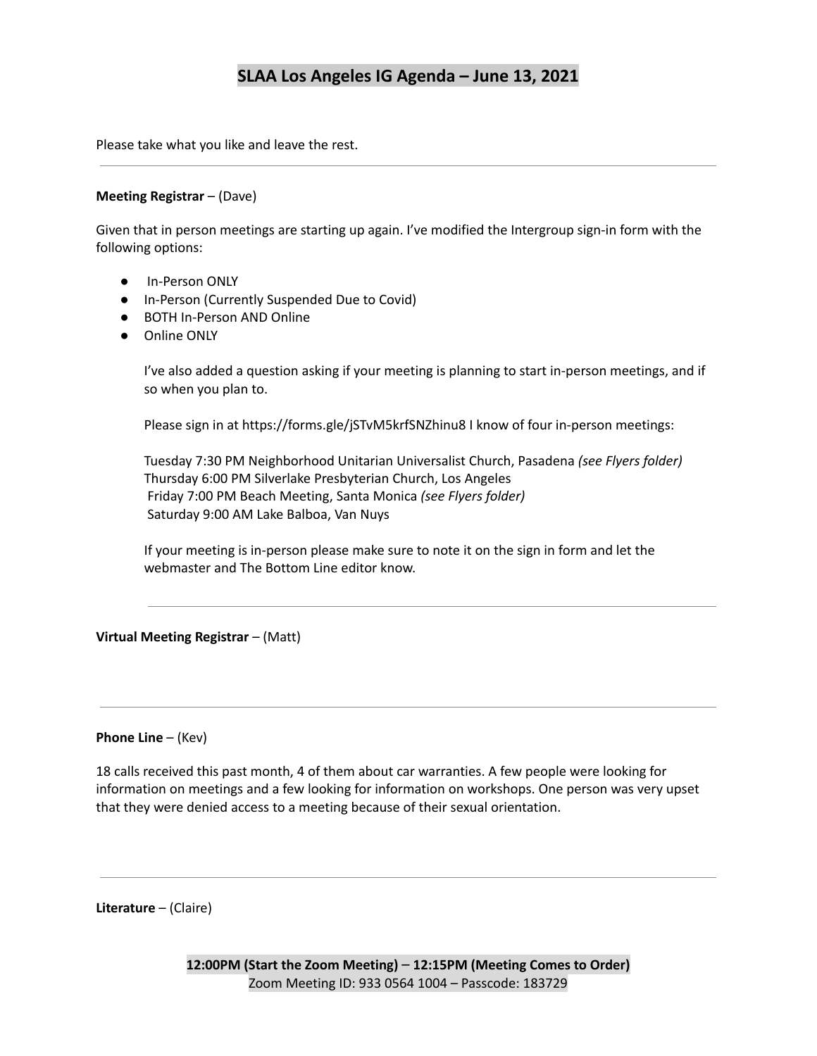Please take what you like and leave the rest.

---

**Meeting Registrar** – (Dave)

Given that in person meetings are starting up again. I've modified the Intergroup sign-in form with the following options:

- In-Person ONLY
- In-Person (Currently Suspended Due to Covid)
- BOTH In-Person AND Online
- Online ONLY

I've also added a question asking if your meeting is planning to start in-person meetings, and if so when you plan to.

Please sign in at https://forms.gle/jSTvM5krfSNZhinu8 I know of four in-person meetings:

Tuesday 7:30 PM Neighborhood Unitarian Universalist Church, Pasadena *(see Flyers folder)*
Thursday 6:00 PM Silverlake Presbyterian Church, Los Angeles
Friday 7:00 PM Beach Meeting, Santa Monica *(see Flyers folder)*
Saturday 9:00 AM Lake Balboa, Van Nuys

If your meeting is in-person please make sure to note it on the sign in form and let the webmaster and The Bottom Line editor know.

---

**Virtual Meeting Registrar** – (Matt)

---

**Phone Line** – (Kev)

18 calls received this past month, 4 of them about car warranties. A few people were looking for information on meetings and a few looking for information on workshops. One person was very upset that they were denied access to a meeting because of their sexual orientation.

---

**Literature** – (Claire)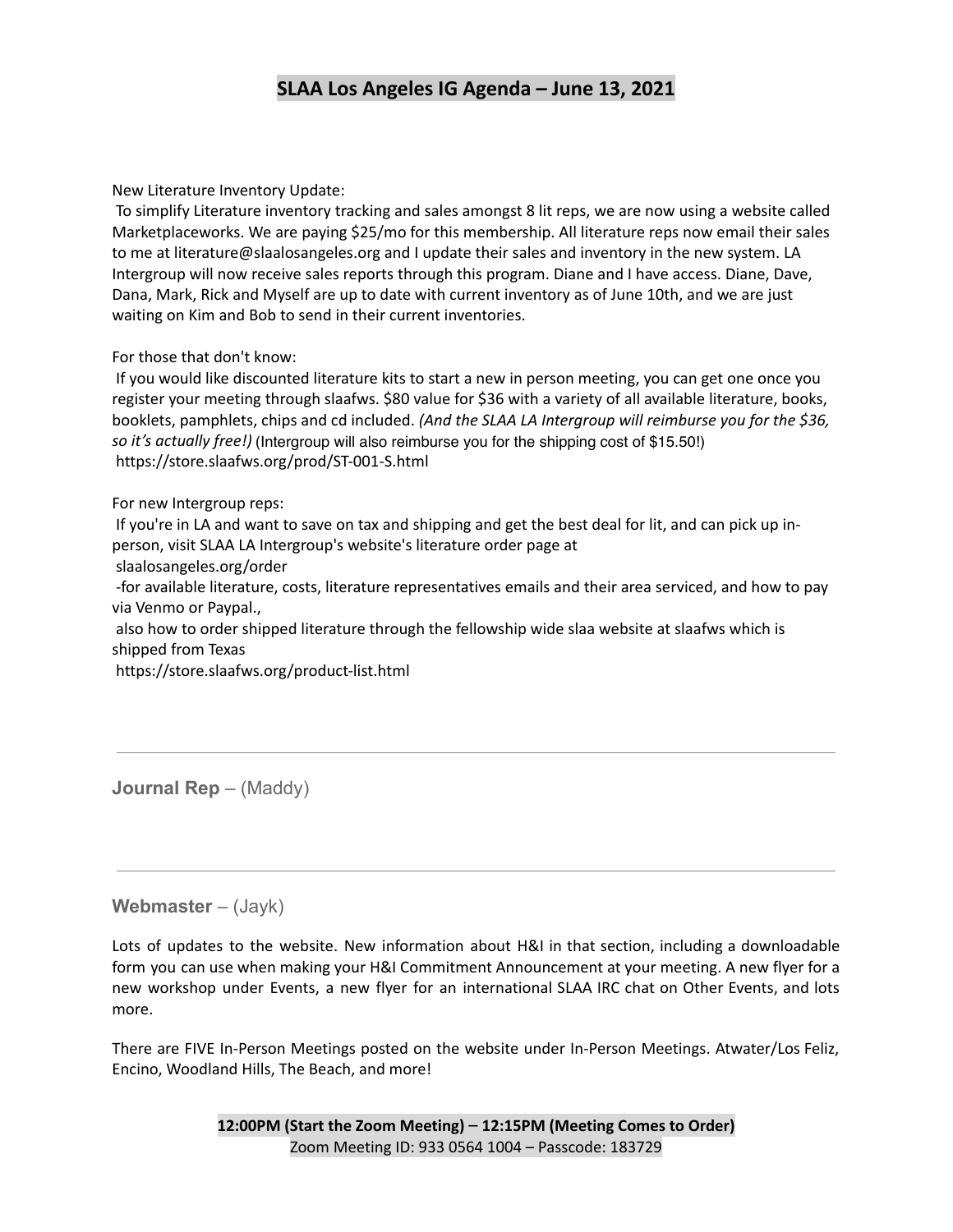# SLAA Los Angeles IG Agenda – June 13, 2021

New Literature Inventory Update:

To simplify Literature inventory tracking and sales amongst 8 lit reps, we are now using a website called Marketplaceworks. We are paying $25/mo for this membership. All literature reps now email their sales to me at literature@slaalosangeles.org and I update their sales and inventory in the new system. LA Intergroup will now receive sales reports through this program. Diane and I have access. Diane, Dave, Dana, Mark, Rick and Myself are up to date with current inventory as of June 10th, and we are just waiting on Kim and Bob to send in their current inventories.

For those that don't know:

If you would like discounted literature kits to start a new in person meeting, you can get one once you register your meeting through slaafws. $80 value for $36 with a variety of all available literature, books, booklets, pamphlets, chips and cd included. *(And the SLAA LA Intergroup will reimburse you for the $36, so it's actually free!)* (Intergroup will also reimburse you for the shipping cost of $15.50!)
https://store.slaafws.org/prod/ST-001-S.html

For new Intergroup reps:

If you're in LA and want to save on tax and shipping and get the best deal for lit, and can pick up in-person, visit SLAA LA Intergroup's website's literature order page at
slaalosangeles.org/order
-for available literature, costs, literature representatives emails and their area serviced, and how to pay via Venmo or Paypal.,
also how to order shipped literature through the fellowship wide slaa website at slaafws which is shipped from Texas
https://store.slaafws.org/product-list.html

---

**Journal Rep** – (Maddy)

---

**Webmaster** – (Jayk)

Lots of updates to the website. New information about H&I in that section, including a downloadable form you can use when making your H&I Commitment Announcement at your meeting. A new flyer for a new workshop under Events, a new flyer for an international SLAA IRC chat on Other Events, and lots more.

There are FIVE In-Person Meetings posted on the website under In-Person Meetings. Atwater/Los Feliz, Encino, Woodland Hills, The Beach, and more!

**12:00PM (Start the Zoom Meeting) – 12:15PM (Meeting Comes to Order)**
Zoom Meeting ID: 933 0564 1004 – Passcode: 183729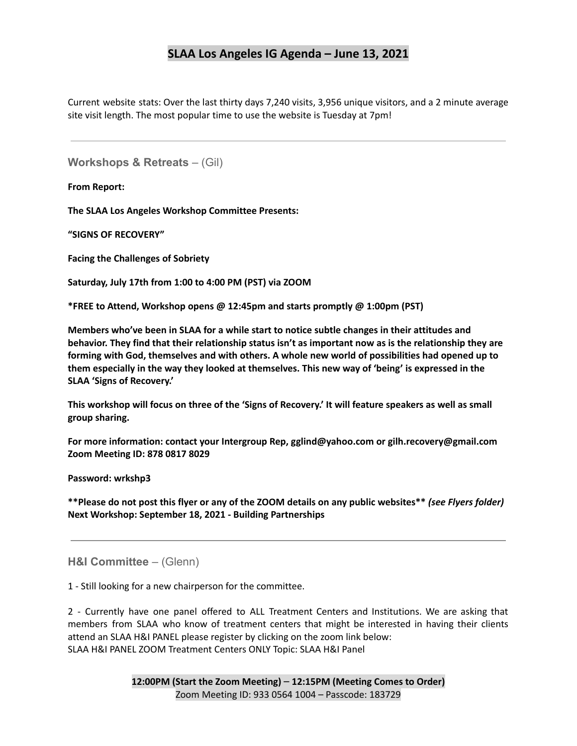Current website stats: Over the last thirty days 7,240 visits, 3,956 unique visitors, and a 2 minute average site visit length. The most popular time to use the website is Tuesday at 7pm!

---

## Workshops & Retreats – (Gil)

**From Report:**

**The SLAA Los Angeles Workshop Committee Presents:**

**"SIGNS OF RECOVERY"**

**Facing the Challenges of Sobriety**

**Saturday, July 17th from 1:00 to 4:00 PM (PST) via ZOOM**

***FREE to Attend, Workshop opens @ 12:45pm and starts promptly @ 1:00pm (PST)**

**Members who've been in SLAA for a while start to notice subtle changes in their attitudes and behavior. They find that their relationship status isn't as important now as is the relationship they are forming with God, themselves and with others. A whole new world of possibilities had opened up to them especially in the way they looked at themselves. This new way of 'being' is expressed in the SLAA 'Signs of Recovery.'**

**This workshop will focus on three of the 'Signs of Recovery.' It will feature speakers as well as small group sharing.**

**For more information: contact your Intergroup Rep, gglind@yahoo.com or gilh.recovery@gmail.com**
**Zoom Meeting ID: 878 0817 8029**

**Password: wrkshp3**

****Please do not post this flyer or any of the ZOOM details on any public websites**** ***(see Flyers folder)***
**Next Workshop: September 18, 2021 - Building Partnerships**

---

## H&I Committee – (Glenn)

1 - Still looking for a new chairperson for the committee.

2 - Currently have one panel offered to ALL Treatment Centers and Institutions. We are asking that members from SLAA who know of treatment centers that might be interested in having their clients attend an SLAA H&I PANEL please register by clicking on the zoom link below:
SLAA H&I PANEL ZOOM Treatment Centers ONLY Topic: SLAA H&I Panel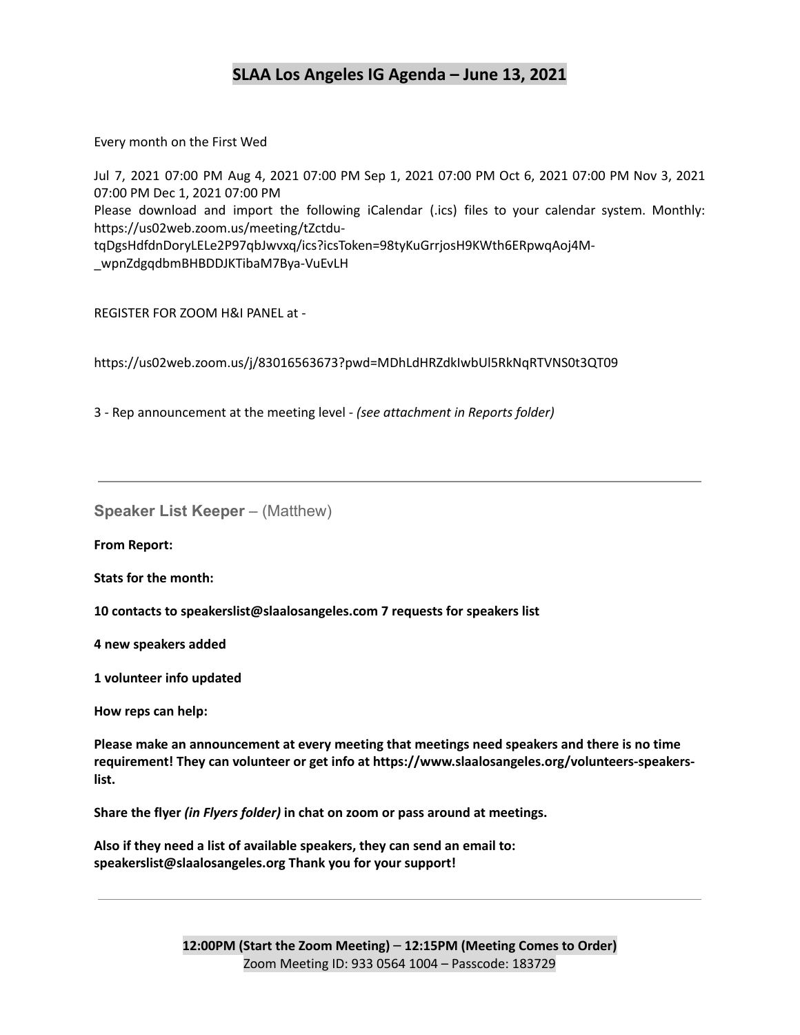# SLAA Los Angeles IG Agenda – June 13, 2021

Every month on the First Wed

Jul 7, 2021 07:00 PM Aug 4, 2021 07:00 PM Sep 1, 2021 07:00 PM Oct 6, 2021 07:00 PM Nov 3, 2021 07:00 PM Dec 1, 2021 07:00 PM
Please download and import the following iCalendar (.ics) files to your calendar system. Monthly: https://us02web.zoom.us/meeting/tZctdu-tqDgsHdfdnDoryLELe2P97qbJwvxq/ics?icsToken=98tyKuGrrjosH9KWth6ERpwqAoj4M-_wpnZdgqdbmBHBDDJKTibaM7Bya-VuEvLH

REGISTER FOR ZOOM H&I PANEL at -

https://us02web.zoom.us/j/83016563673?pwd=MDhLdHRZdkIwbUl5RkNqRTVNS0t3QT09

3 - Rep announcement at the meeting level - *(see attachment in Reports folder)*

---

## Speaker List Keeper – (Matthew)

**From Report:**

**Stats for the month:**

**10 contacts to speakerslist@slaalosangeles.com 7 requests for speakers list**

**4 new speakers added**

**1 volunteer info updated**

**How reps can help:**

**Please make an announcement at every meeting that meetings need speakers and there is no time requirement! They can volunteer or get info at https://www.slaalosangeles.org/volunteers-speakers-list.**

**Share the flyer *(in Flyers folder)* in chat on zoom or pass around at meetings.**

**Also if they need a list of available speakers, they can send an email to: speakerslist@slaalosangeles.org Thank you for your support!**

---

**12:00PM (Start the Zoom Meeting)** – **12:15PM (Meeting Comes to Order)**
Zoom Meeting ID: 933 0564 1004 – Passcode: 183729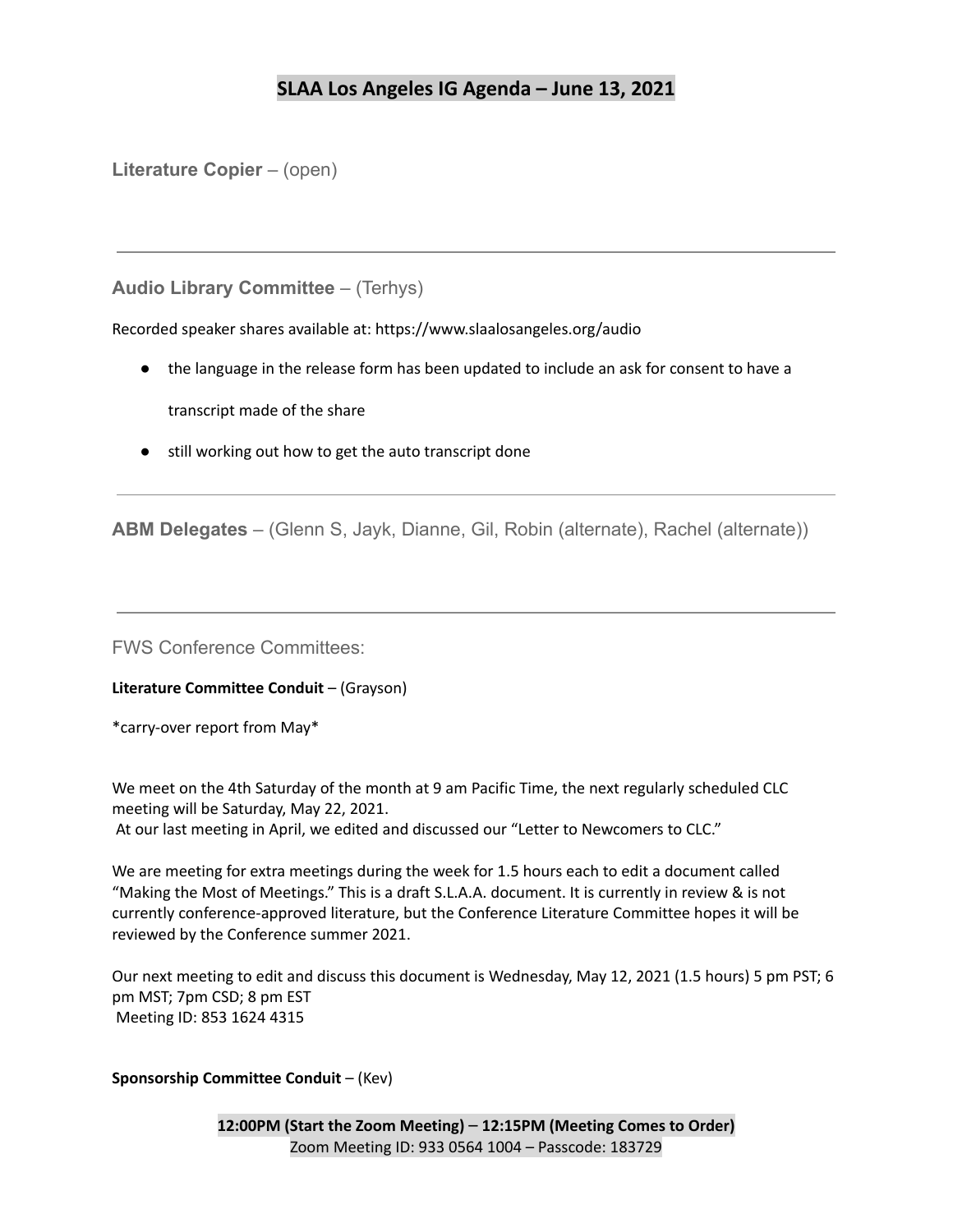# SLAA Los Angeles IG Agenda – June 13, 2021

**Literature Copier** – (open)

---

**Audio Library Committee** – (Terhys)

Recorded speaker shares available at: https://www.slaalosangeles.org/audio

- the language in the release form has been updated to include an ask for consent to have a transcript made of the share
- still working out how to get the auto transcript done

---

**ABM Delegates** – (Glenn S, Jayk, Dianne, Gil, Robin (alternate), Rachel (alternate))

---

FWS Conference Committees:

**Literature Committee Conduit** – (Grayson)

*carry-over report from May*

We meet on the 4th Saturday of the month at 9 am Pacific Time, the next regularly scheduled CLC meeting will be Saturday, May 22, 2021.
At our last meeting in April, we edited and discussed our "Letter to Newcomers to CLC."

We are meeting for extra meetings during the week for 1.5 hours each to edit a document called "Making the Most of Meetings." This is a draft S.L.A.A. document. It is currently in review & is not currently conference-approved literature, but the Conference Literature Committee hopes it will be reviewed by the Conference summer 2021.

Our next meeting to edit and discuss this document is Wednesday, May 12, 2021 (1.5 hours) 5 pm PST; 6 pm MST; 7pm CSD; 8 pm EST
Meeting ID: 853 1624 4315

**Sponsorship Committee Conduit** – (Kev)

**12:00PM (Start the Zoom Meeting) – 12:15PM (Meeting Comes to Order)**
Zoom Meeting ID: 933 0564 1004 – Passcode: 183729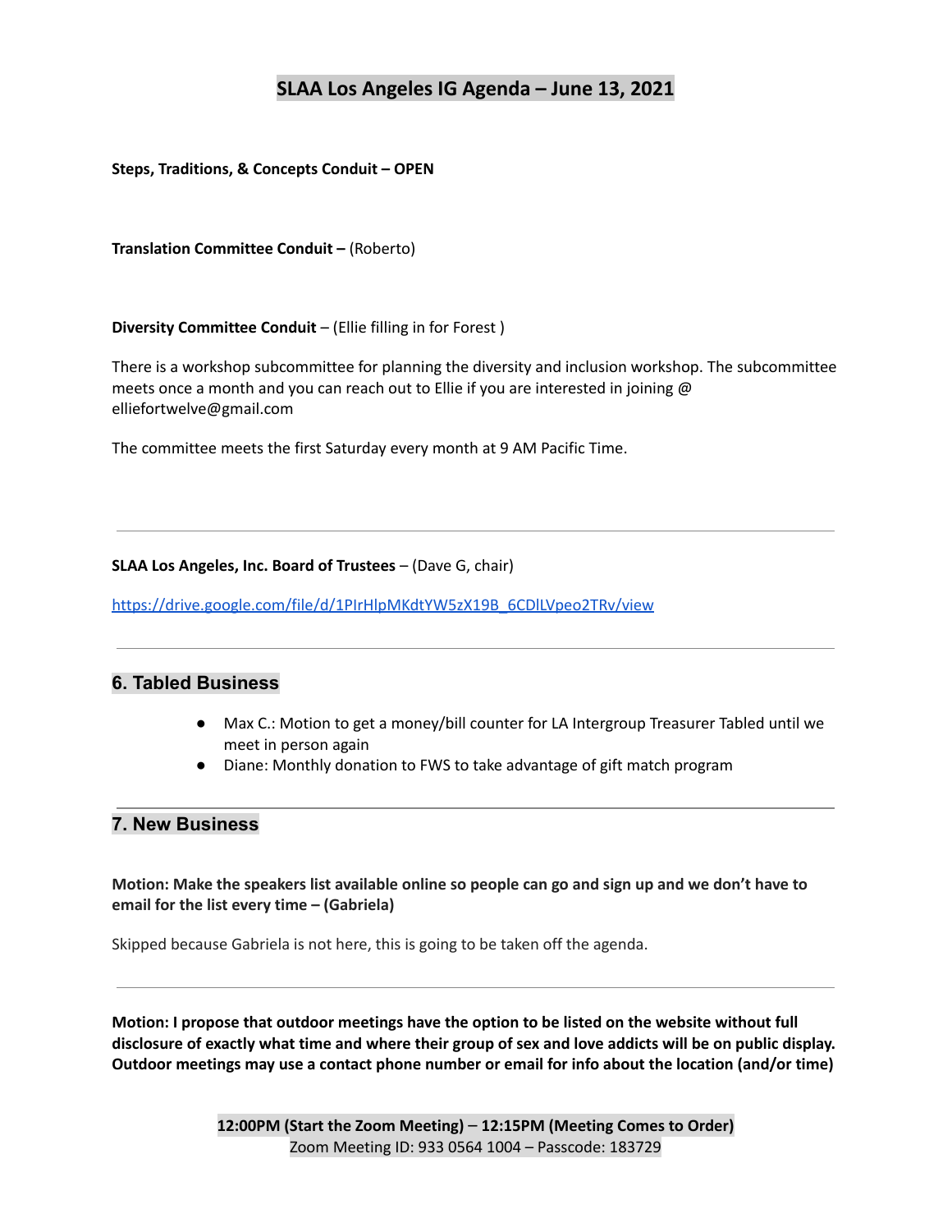# SLAA Los Angeles IG Agenda – June 13, 2021

**Steps, Traditions, & Concepts Conduit – OPEN**

**Translation Committee Conduit –** (Roberto)

**Diversity Committee Conduit** – (Ellie filling in for Forest )

There is a workshop subcommittee for planning the diversity and inclusion workshop. The subcommittee meets once a month and you can reach out to Ellie if you are interested in joining @ elliefortwelve@gmail.com

The committee meets the first Saturday every month at 9 AM Pacific Time.

---

**SLAA Los Angeles, Inc. Board of Trustees** – (Dave G, chair)

https://drive.google.com/file/d/1PIrHlpMKdtYW5zX19B_6CDlLVpeo2TRv/view

---

## 6. Tabled Business

- Max C.: Motion to get a money/bill counter for LA Intergroup Treasurer Tabled until we meet in person again
- Diane: Monthly donation to FWS to take advantage of gift match program

---

## 7. New Business

**Motion: Make the speakers list available online so people can go and sign up and we don't have to email for the list every time – (Gabriela)**

Skipped because Gabriela is not here, this is going to be taken off the agenda.

---

**Motion: I propose that outdoor meetings have the option to be listed on the website without full disclosure of exactly what time and where their group of sex and love addicts will be on public display. Outdoor meetings may use a contact phone number or email for info about the location (and/or time)**

**12:00PM (Start the Zoom Meeting)** – **12:15PM (Meeting Comes to Order)**
Zoom Meeting ID: 933 0564 1004 – Passcode: 183729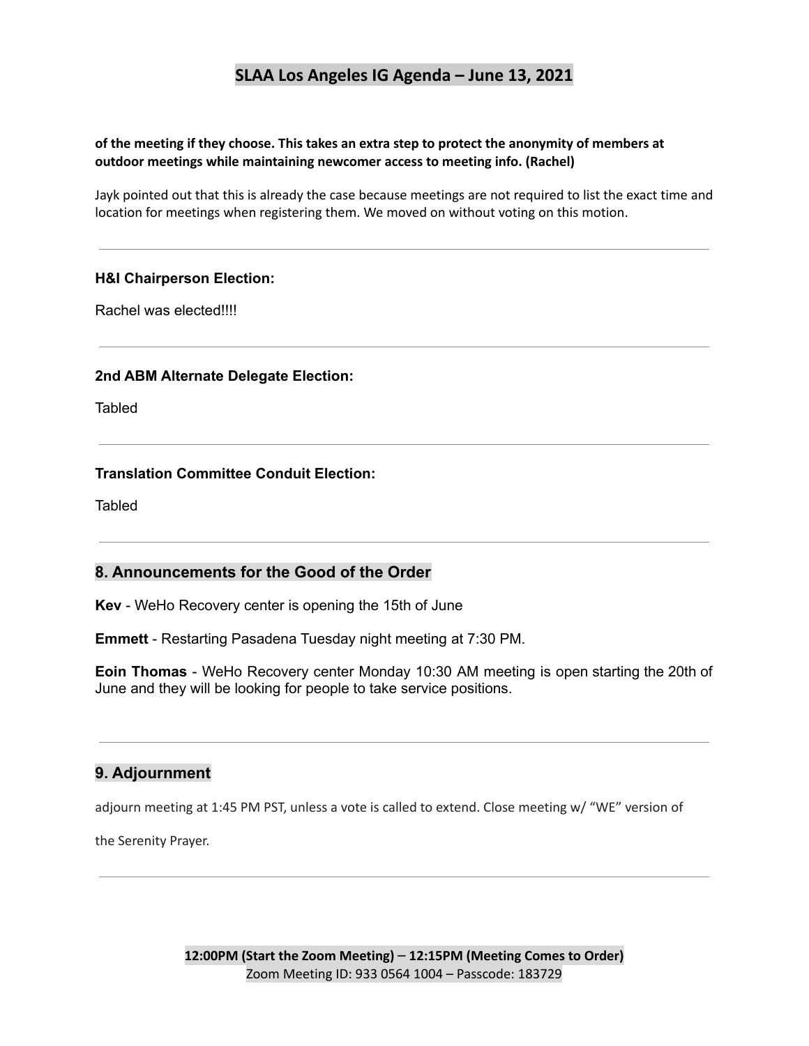**of the meeting if they choose. This takes an extra step to protect the anonymity of members at outdoor meetings while maintaining newcomer access to meeting info. (Rachel)**

Jayk pointed out that this is already the case because meetings are not required to list the exact time and location for meetings when registering them. We moved on without voting on this motion.

---

**H&I Chairperson Election:**

Rachel was elected!!!!

---

**2nd ABM Alternate Delegate Election:**

Tabled

---

**Translation Committee Conduit Election:**

Tabled

---

## 8. Announcements for the Good of the Order

**Kev** - WeHo Recovery center is opening the 15th of June

**Emmett** - Restarting Pasadena Tuesday night meeting at 7:30 PM.

**Eoin Thomas** - WeHo Recovery center Monday 10:30 AM meeting is open starting the 20th of June and they will be looking for people to take service positions.

---

## 9. Adjournment

adjourn meeting at 1:45 PM PST, unless a vote is called to extend. Close meeting w/ "WE" version of

the Serenity Prayer.

---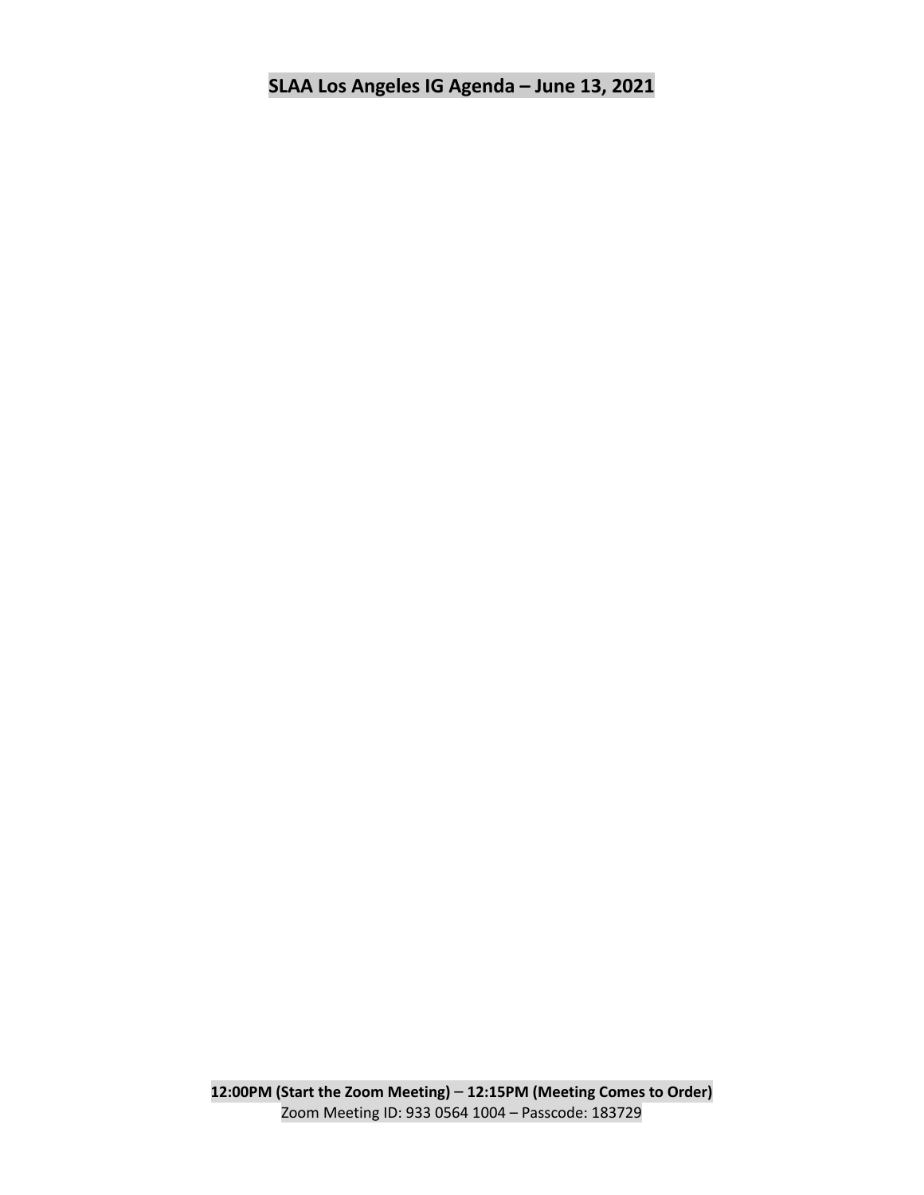# SLAA Los Angeles IG Agenda – June 13, 2021

**12:00PM (Start the Zoom Meeting)** – **12:15PM (Meeting Comes to Order)**

Zoom Meeting ID: 933 0564 1004 – Passcode: 183729